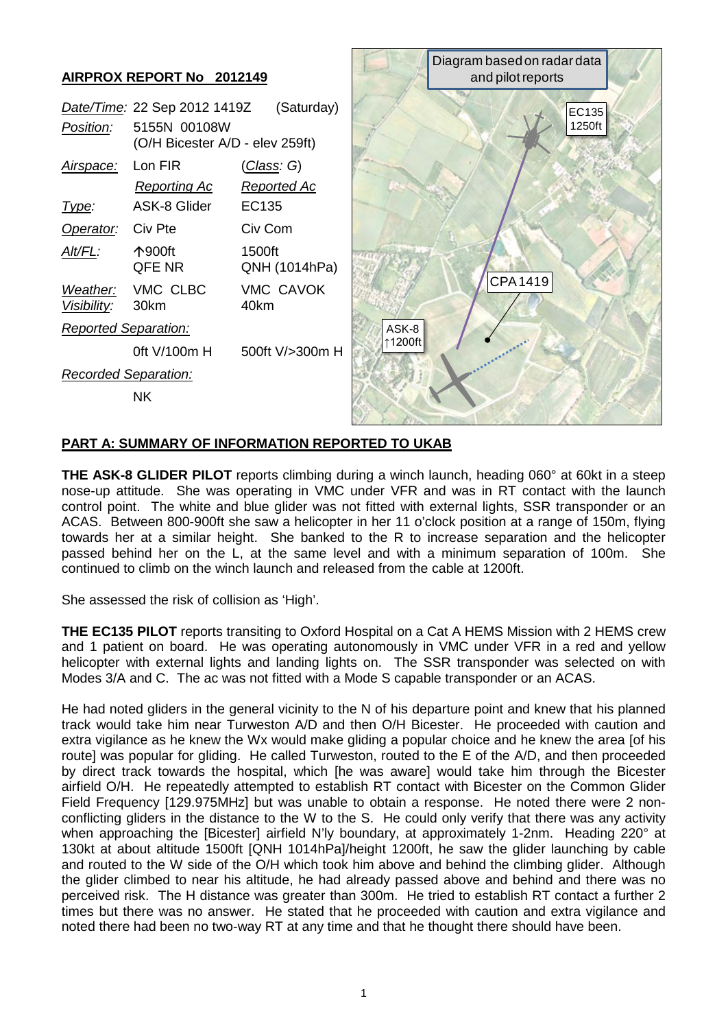**AIRPROX REPORT No 2012149**

| | | |
|---|---|---|
| *Date/Time:* | 22 Sep 2012 1419Z | (Saturday) |
| *Position:* | 5155N 00108W (O/H Bicester A/D - elev 259ft) | |
| *Airspace:* | Lon FIR | (*Class*: G) |
| | *Reporting Ac* | *Reported Ac* |
| *Type:* | ASK-8 Glider | EC135 |
| *Operator:* | Civ Pte | Civ Com |
| *Alt/FL:* | ↑900ft QFE NR | 1500ft QNH (1014hPa) |
| *Weather:* | VMC CLBC | VMC CAVOK |
| *Visibility:* | 30km | 40km |
| *Reported Separation:* | | |
| | 0ft V/100m H | 500ft V/>300m H |
| *Recorded Separation:* | | |
| | NK | |

Diagram based on radar data and pilot reports

EC135
1250ft

CPA 1419

ASK-8
↑1200ft

## PART A: SUMMARY OF INFORMATION REPORTED TO UKAB

**THE ASK-8 GLIDER PILOT** reports climbing during a winch launch, heading 060° at 60kt in a steep nose-up attitude. She was operating in VMC under VFR and was in RT contact with the launch control point. The white and blue glider was not fitted with external lights, SSR transponder or an ACAS. Between 800-900ft she saw a helicopter in her 11 o'clock position at a range of 150m, flying towards her at a similar height. She banked to the R to increase separation and the helicopter passed behind her on the L, at the same level and with a minimum separation of 100m. She continued to climb on the winch launch and released from the cable at 1200ft.

She assessed the risk of collision as 'High'.

**THE EC135 PILOT** reports transiting to Oxford Hospital on a Cat A HEMS Mission with 2 HEMS crew and 1 patient on board. He was operating autonomously in VMC under VFR in a red and yellow helicopter with external lights and landing lights on. The SSR transponder was selected on with Modes 3/A and C. The ac was not fitted with a Mode S capable transponder or an ACAS.

He had noted gliders in the general vicinity to the N of his departure point and knew that his planned track would take him near Turweston A/D and then O/H Bicester. He proceeded with caution and extra vigilance as he knew the Wx would make gliding a popular choice and he knew the area [of his route] was popular for gliding. He called Turweston, routed to the E of the A/D, and then proceeded by direct track towards the hospital, which [he was aware] would take him through the Bicester airfield O/H. He repeatedly attempted to establish RT contact with Bicester on the Common Glider Field Frequency [129.975MHz] but was unable to obtain a response. He noted there were 2 non-conflicting gliders in the distance to the W to the S. He could only verify that there was any activity when approaching the [Bicester] airfield N'ly boundary, at approximately 1-2nm. Heading 220° at 130kt at about altitude 1500ft [QNH 1014hPa]/height 1200ft, he saw the glider launching by cable and routed to the W side of the O/H which took him above and behind the climbing glider. Although the glider climbed to near his altitude, he had already passed above and behind and there was no perceived risk. The H distance was greater than 300m. He tried to establish RT contact a further 2 times but there was no answer. He stated that he proceeded with caution and extra vigilance and noted there had been no two-way RT at any time and that he thought there should have been.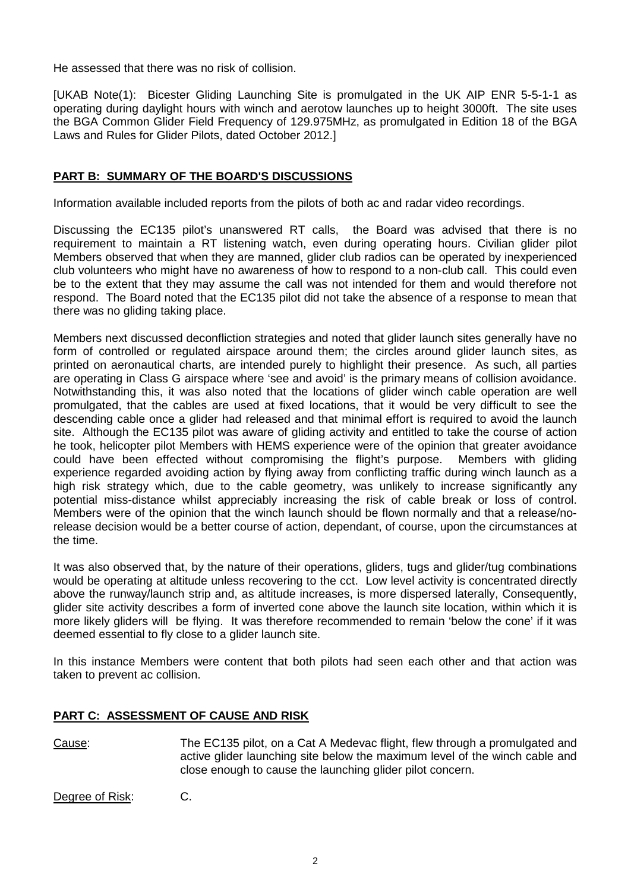He assessed that there was no risk of collision.

[UKAB Note(1): Bicester Gliding Launching Site is promulgated in the UK AIP ENR 5-5-1-1 as operating during daylight hours with winch and aerotow launches up to height 3000ft. The site uses the BGA Common Glider Field Frequency of 129.975MHz, as promulgated in Edition 18 of the BGA Laws and Rules for Glider Pilots, dated October 2012.]

## PART B: SUMMARY OF THE BOARD'S DISCUSSIONS

Information available included reports from the pilots of both ac and radar video recordings.

Discussing the EC135 pilot's unanswered RT calls, the Board was advised that there is no requirement to maintain a RT listening watch, even during operating hours. Civilian glider pilot Members observed that when they are manned, glider club radios can be operated by inexperienced club volunteers who might have no awareness of how to respond to a non-club call. This could even be to the extent that they may assume the call was not intended for them and would therefore not respond. The Board noted that the EC135 pilot did not take the absence of a response to mean that there was no gliding taking place.

Members next discussed deconfliction strategies and noted that glider launch sites generally have no form of controlled or regulated airspace around them; the circles around glider launch sites, as printed on aeronautical charts, are intended purely to highlight their presence. As such, all parties are operating in Class G airspace where 'see and avoid' is the primary means of collision avoidance. Notwithstanding this, it was also noted that the locations of glider winch cable operation are well promulgated, that the cables are used at fixed locations, that it would be very difficult to see the descending cable once a glider had released and that minimal effort is required to avoid the launch site. Although the EC135 pilot was aware of gliding activity and entitled to take the course of action he took, helicopter pilot Members with HEMS experience were of the opinion that greater avoidance could have been effected without compromising the flight's purpose. Members with gliding experience regarded avoiding action by flying away from conflicting traffic during winch launch as a high risk strategy which, due to the cable geometry, was unlikely to increase significantly any potential miss-distance whilst appreciably increasing the risk of cable break or loss of control. Members were of the opinion that the winch launch should be flown normally and that a release/no-release decision would be a better course of action, dependant, of course, upon the circumstances at the time.

It was also observed that, by the nature of their operations, gliders, tugs and glider/tug combinations would be operating at altitude unless recovering to the cct. Low level activity is concentrated directly above the runway/launch strip and, as altitude increases, is more dispersed laterally, Consequently, glider site activity describes a form of inverted cone above the launch site location, within which it is more likely gliders will be flying. It was therefore recommended to remain 'below the cone' if it was deemed essential to fly close to a glider launch site.

In this instance Members were content that both pilots had seen each other and that action was taken to prevent ac collision.

## PART C: ASSESSMENT OF CAUSE AND RISK

Cause: The EC135 pilot, on a Cat A Medevac flight, flew through a promulgated and active glider launching site below the maximum level of the winch cable and close enough to cause the launching glider pilot concern.

Degree of Risk: C.